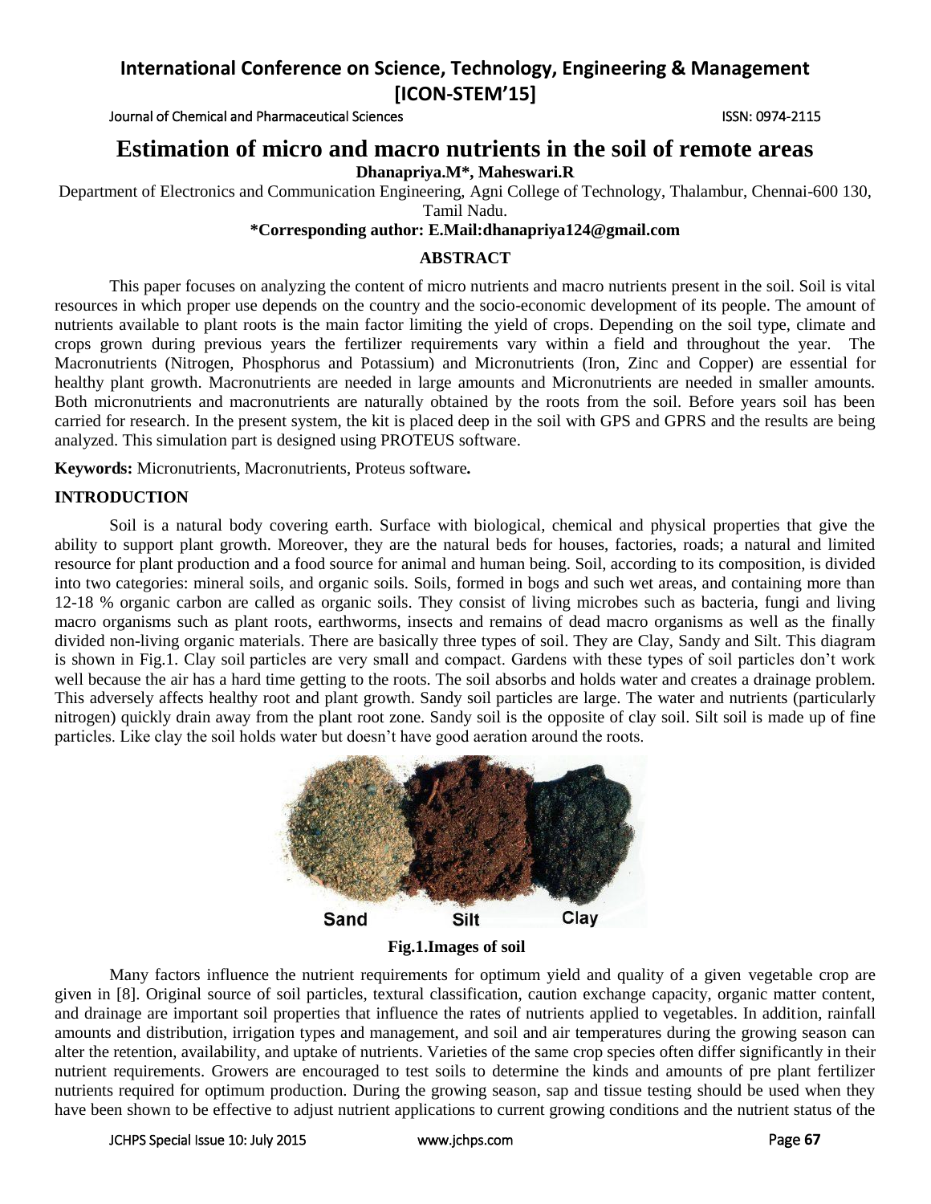# Estimation of micro and macro nutrients in the soil of remote areas

**Dhanapriya.M\*, Maheswari.R**

Department of Electronics and Communication Engineering, Agni College of Technology, Thalambur, Chennai-600 130, Tamil Nadu.

**\*Corresponding author: E.Mail:dhanapriya124@gmail.com**

## ABSTRACT

This paper focuses on analyzing the content of micro nutrients and macro nutrients present in the soil. Soil is vital resources in which proper use depends on the country and the socio-economic development of its people. The amount of nutrients available to plant roots is the main factor limiting the yield of crops. Depending on the soil type, climate and crops grown during previous years the fertilizer requirements vary within a field and throughout the year. The Macronutrients (Nitrogen, Phosphorus and Potassium) and Micronutrients (Iron, Zinc and Copper) are essential for healthy plant growth. Macronutrients are needed in large amounts and Micronutrients are needed in smaller amounts. Both micronutrients and macronutrients are naturally obtained by the roots from the soil. Before years soil has been carried for research. In the present system, the kit is placed deep in the soil with GPS and GPRS and the results are being analyzed. This simulation part is designed using PROTEUS software.

**Keywords:** Micronutrients, Macronutrients, Proteus software**.**

## INTRODUCTION

Soil is a natural body covering earth. Surface with biological, chemical and physical properties that give the ability to support plant growth. Moreover, they are the natural beds for houses, factories, roads; a natural and limited resource for plant production and a food source for animal and human being. Soil, according to its composition, is divided into two categories: mineral soils, and organic soils. Soils, formed in bogs and such wet areas, and containing more than 12-18 % organic carbon are called as organic soils. They consist of living microbes such as bacteria, fungi and living macro organisms such as plant roots, earthworms, insects and remains of dead macro organisms as well as the finally divided non-living organic materials. There are basically three types of soil. They are Clay, Sandy and Silt. This diagram is shown in Fig.1. Clay soil particles are very small and compact. Gardens with these types of soil particles don't work well because the air has a hard time getting to the roots. The soil absorbs and holds water and creates a drainage problem. This adversely affects healthy root and plant growth. Sandy soil particles are large. The water and nutrients (particularly nitrogen) quickly drain away from the plant root zone. Sandy soil is the opposite of clay soil. Silt soil is made up of fine particles. Like clay the soil holds water but doesn't have good aeration around the roots.

Sand Silt Clay

**Fig.1.Images of soil**

Many factors influence the nutrient requirements for optimum yield and quality of a given vegetable crop are given in [8]. Original source of soil particles, textural classification, caution exchange capacity, organic matter content, and drainage are important soil properties that influence the rates of nutrients applied to vegetables. In addition, rainfall amounts and distribution, irrigation types and management, and soil and air temperatures during the growing season can alter the retention, availability, and uptake of nutrients. Varieties of the same crop species often differ significantly in their nutrient requirements. Growers are encouraged to test soils to determine the kinds and amounts of pre plant fertilizer nutrients required for optimum production. During the growing season, sap and tissue testing should be used when they have been shown to be effective to adjust nutrient applications to current growing conditions and the nutrient status of the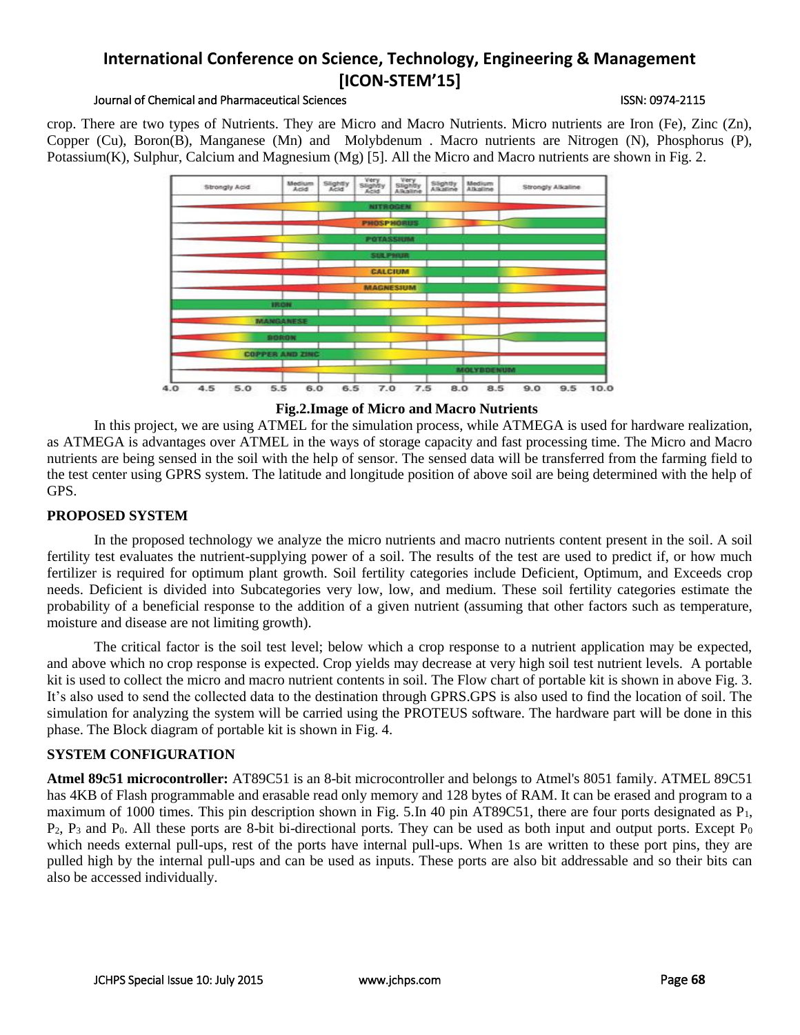crop. There are two types of Nutrients. They are Micro and Macro Nutrients. Micro nutrients are Iron (Fe), Zinc (Zn), Copper (Cu), Boron(B), Manganese (Mn) and Molybdenum . Macro nutrients are Nitrogen (N), Phosphorus (P), Potassium(K), Sulphur, Calcium and Magnesium (Mg) [5]. All the Micro and Macro nutrients are shown in Fig. 2.

**Fig.2.Image of Micro and Macro Nutrients**

In this project, we are using ATMEL for the simulation process, while ATMEGA is used for hardware realization, as ATMEGA is advantages over ATMEL in the ways of storage capacity and fast processing time. The Micro and Macro nutrients are being sensed in the soil with the help of sensor. The sensed data will be transferred from the farming field to the test center using GPRS system. The latitude and longitude position of above soil are being determined with the help of GPS.

## PROPOSED SYSTEM

In the proposed technology we analyze the micro nutrients and macro nutrients content present in the soil. A soil fertility test evaluates the nutrient-supplying power of a soil. The results of the test are used to predict if, or how much fertilizer is required for optimum plant growth. Soil fertility categories include Deficient, Optimum, and Exceeds crop needs. Deficient is divided into Subcategories very low, low, and medium. These soil fertility categories estimate the probability of a beneficial response to the addition of a given nutrient (assuming that other factors such as temperature, moisture and disease are not limiting growth).

The critical factor is the soil test level; below which a crop response to a nutrient application may be expected, and above which no crop response is expected. Crop yields may decrease at very high soil test nutrient levels. A portable kit is used to collect the micro and macro nutrient contents in soil. The Flow chart of portable kit is shown in above Fig. 3. It's also used to send the collected data to the destination through GPRS.GPS is also used to find the location of soil. The simulation for analyzing the system will be carried using the PROTEUS software. The hardware part will be done in this phase. The Block diagram of portable kit is shown in Fig. 4.

## SYSTEM CONFIGURATION

**Atmel 89c51 microcontroller:** AT89C51 is an 8-bit microcontroller and belongs to Atmel's 8051 family. ATMEL 89C51 has 4KB of Flash programmable and erasable read only memory and 128 bytes of RAM. It can be erased and program to a maximum of 1000 times. This pin description shown in Fig. 5.In 40 pin AT89C51, there are four ports designated as $P_1$, $P_2$, $P_3$ and $P_0$. All these ports are 8-bit bi-directional ports. They can be used as both input and output ports. Except $P_0$ which needs external pull-ups, rest of the ports have internal pull-ups. When 1s are written to these port pins, they are pulled high by the internal pull-ups and can be used as inputs. These ports are also bit addressable and so their bits can also be accessed individually.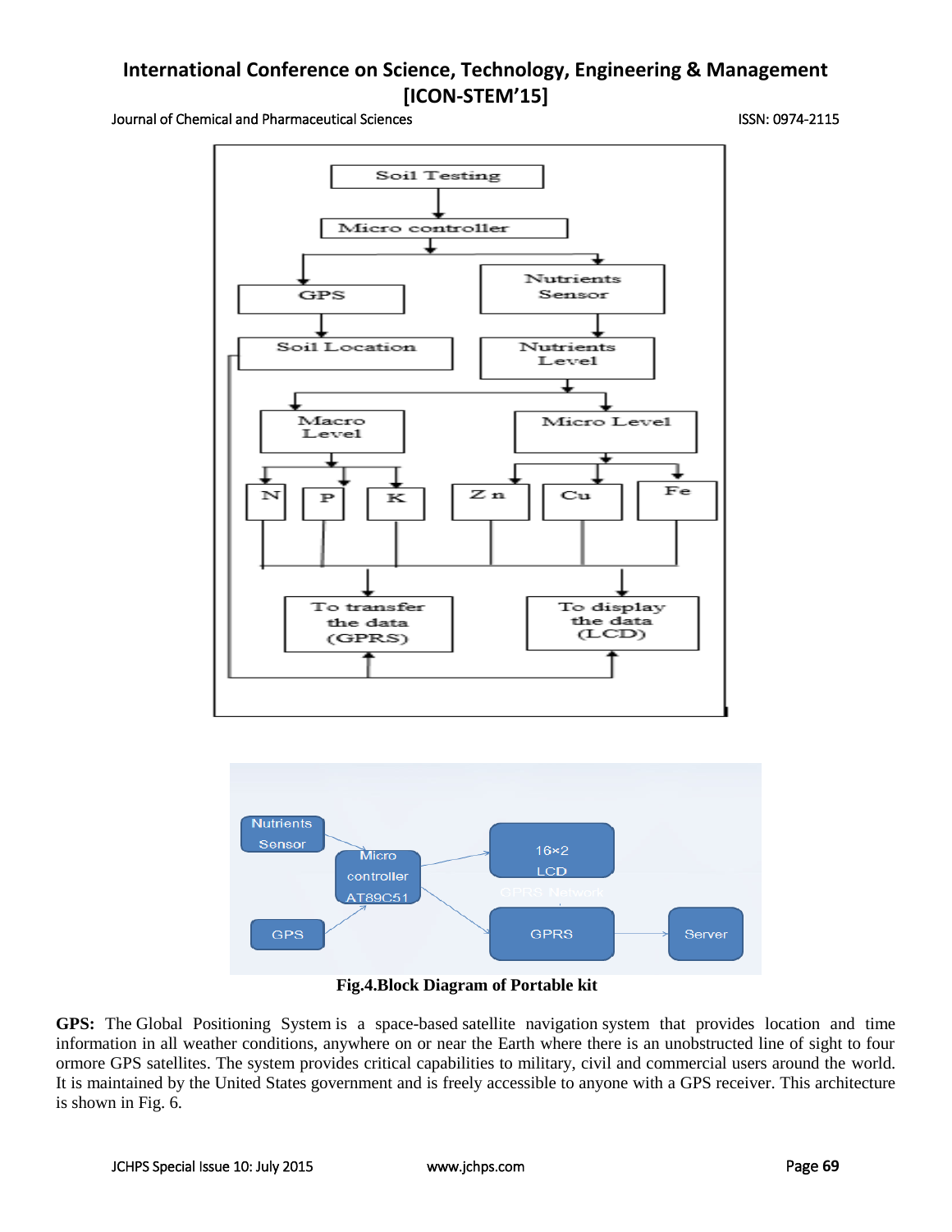**Fig.4.Block Diagram of Portable kit**

**GPS:** The Global Positioning System is a space-based satellite navigation system that provides location and time information in all weather conditions, anywhere on or near the Earth where there is an unobstructed line of sight to four ormore GPS satellites. The system provides critical capabilities to military, civil and commercial users around the world. It is maintained by the United States government and is freely accessible to anyone with a GPS receiver. This architecture is shown in Fig. 6.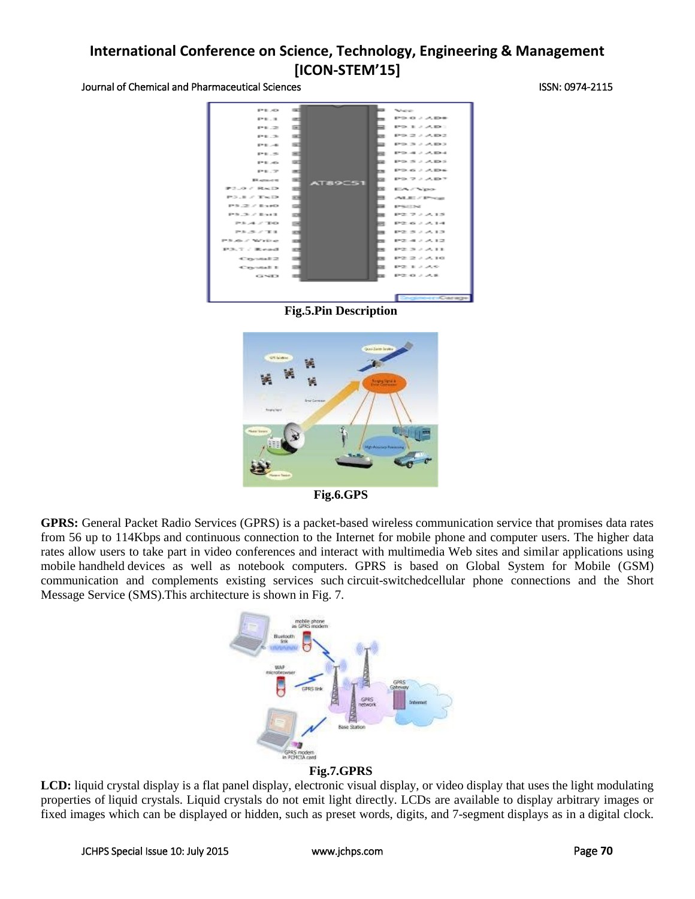Fig.5.Pin Description

Fig.6.GPS

**GPRS:** General Packet Radio Services (GPRS) is a packet-based wireless communication service that promises data rates from 56 up to 114Kbps and continuous connection to the Internet for mobile phone and computer users. The higher data rates allow users to take part in video conferences and interact with multimedia Web sites and similar applications using mobile handheld devices as well as notebook computers. GPRS is based on Global System for Mobile (GSM) communication and complements existing services such circuit-switchedcellular phone connections and the Short Message Service (SMS).This architecture is shown in Fig. 7.

Fig.7.GPRS

**LCD:** liquid crystal display is a flat panel display, electronic visual display, or video display that uses the light modulating properties of liquid crystals. Liquid crystals do not emit light directly. LCDs are available to display arbitrary images or fixed images which can be displayed or hidden, such as preset words, digits, and 7-segment displays as in a digital clock.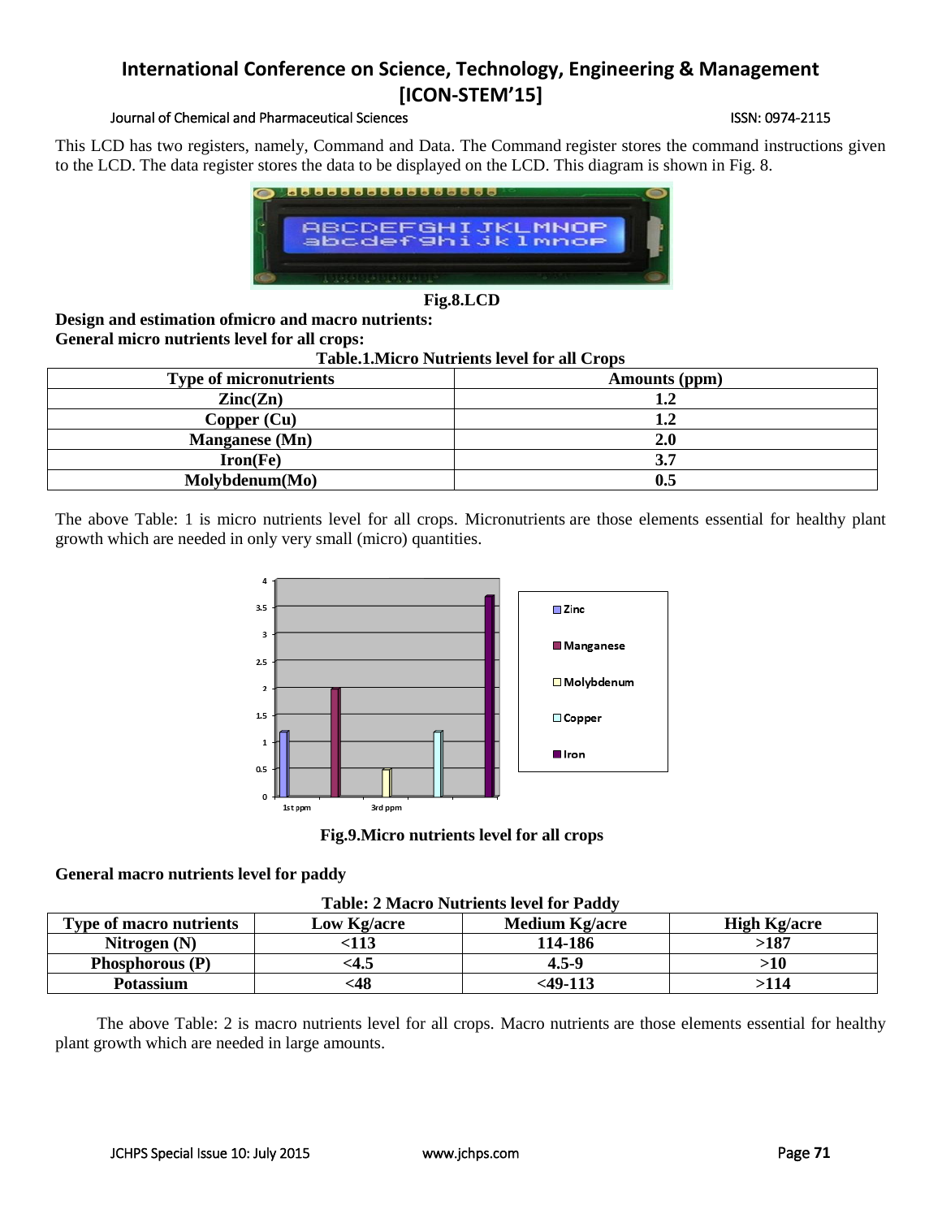This LCD has two registers, namely, Command and Data. The Command register stores the command instructions given to the LCD. The data register stores the data to be displayed on the LCD. This diagram is shown in Fig. 8.

**Fig.8.LCD**

**Design and estimation ofmicro and macro nutrients:**

**General micro nutrients level for all crops:**

**Table.1.Micro Nutrients level for all Crops**

| Type of micronutrients | Amounts (ppm) |
|---|---|
| Zinc(Zn) | 1.2 |
| Copper (Cu) | 1.2 |
| Manganese (Mn) | 2.0 |
| Iron(Fe) | 3.7 |
| Molybdenum(Mo) | 0.5 |

The above Table: 1 is micro nutrients level for all crops. Micronutrients are those elements essential for healthy plant growth which are needed in only very small (micro) quantities.

**Fig.9.Micro nutrients level for all crops**

**General macro nutrients level for paddy**

**Table: 2 Macro Nutrients level for Paddy**

| Type of macro nutrients | Low Kg/acre | Medium Kg/acre | High Kg/acre |
|---|---|---|---|
| Nitrogen (N) | <113 | 114-186 | >187 |
| Phosphorous (P) | <4.5 | 4.5-9 | >10 |
| Potassium | <48 | <49-113 | >114 |

The above Table: 2 is macro nutrients level for all crops. Macro nutrients are those elements essential for healthy plant growth which are needed in large amounts.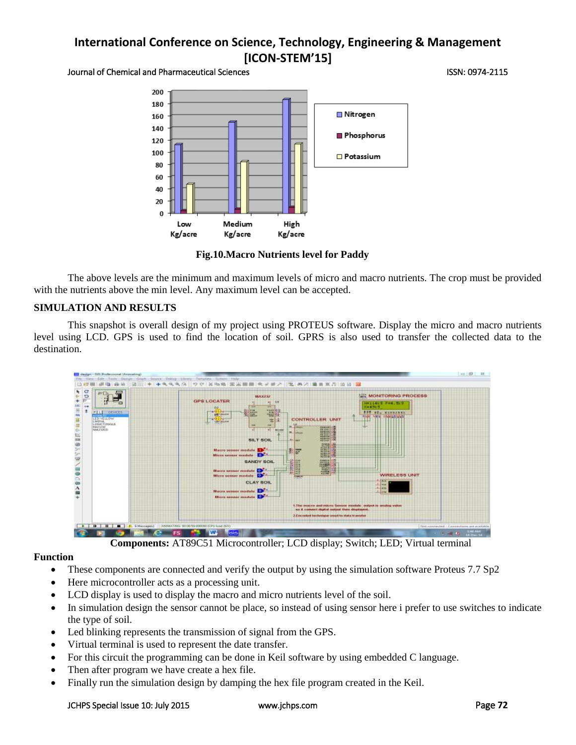**Fig.10.Macro Nutrients level for Paddy**

The above levels are the minimum and maximum levels of micro and macro nutrients. The crop must be provided with the nutrients above the min level. Any maximum level can be accepted.

## SIMULATION AND RESULTS

This snapshot is overall design of my project using PROTEUS software. Display the micro and macro nutrients level using LCD. GPS is used to find the location of soil. GPRS is also used to transfer the collected data to the destination.

**Components:** AT89C51 Microcontroller; LCD display; Switch; LED; Virtual terminal

**Function**

- These components are connected and verify the output by using the simulation software Proteus 7.7 Sp2
- Here microcontroller acts as a processing unit.
- LCD display is used to display the macro and micro nutrients level of the soil.
- In simulation design the sensor cannot be place, so instead of using sensor here i prefer to use switches to indicate the type of soil.
- Led blinking represents the transmission of signal from the GPS.
- Virtual terminal is used to represent the date transfer.
- For this circuit the programming can be done in Keil software by using embedded C language.
- Then after program we have create a hex file.
- Finally run the simulation design by damping the hex file program created in the Keil.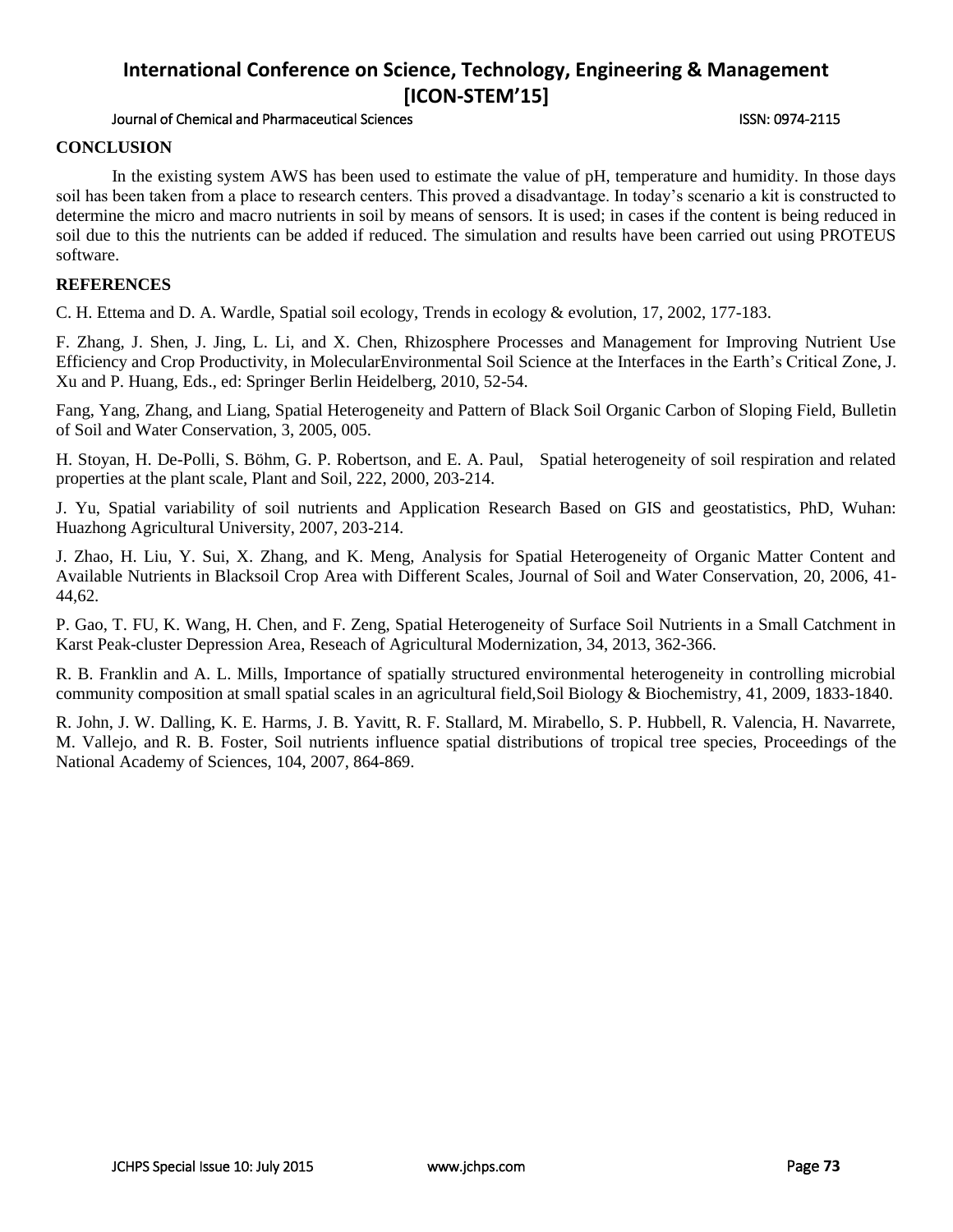## CONCLUSION

In the existing system AWS has been used to estimate the value of pH, temperature and humidity. In those days soil has been taken from a place to research centers. This proved a disadvantage. In today's scenario a kit is constructed to determine the micro and macro nutrients in soil by means of sensors. It is used; in cases if the content is being reduced in soil due to this the nutrients can be added if reduced. The simulation and results have been carried out using PROTEUS software.

## REFERENCES

C. H. Ettema and D. A. Wardle, Spatial soil ecology, Trends in ecology & evolution, 17, 2002, 177-183.

F. Zhang, J. Shen, J. Jing, L. Li, and X. Chen, Rhizosphere Processes and Management for Improving Nutrient Use Efficiency and Crop Productivity, in MolecularEnvironmental Soil Science at the Interfaces in the Earth's Critical Zone, J. Xu and P. Huang, Eds., ed: Springer Berlin Heidelberg, 2010, 52-54.

Fang, Yang, Zhang, and Liang, Spatial Heterogeneity and Pattern of Black Soil Organic Carbon of Sloping Field, Bulletin of Soil and Water Conservation, 3, 2005, 005.

H. Stoyan, H. De-Polli, S. Böhm, G. P. Robertson, and E. A. Paul, Spatial heterogeneity of soil respiration and related properties at the plant scale, Plant and Soil, 222, 2000, 203-214.

J. Yu, Spatial variability of soil nutrients and Application Research Based on GIS and geostatistics, PhD, Wuhan: Huazhong Agricultural University, 2007, 203-214.

J. Zhao, H. Liu, Y. Sui, X. Zhang, and K. Meng, Analysis for Spatial Heterogeneity of Organic Matter Content and Available Nutrients in Blacksoil Crop Area with Different Scales, Journal of Soil and Water Conservation, 20, 2006, 41-44,62.

P. Gao, T. FU, K. Wang, H. Chen, and F. Zeng, Spatial Heterogeneity of Surface Soil Nutrients in a Small Catchment in Karst Peak-cluster Depression Area, Reseach of Agricultural Modernization, 34, 2013, 362-366.

R. B. Franklin and A. L. Mills, Importance of spatially structured environmental heterogeneity in controlling microbial community composition at small spatial scales in an agricultural field,Soil Biology & Biochemistry, 41, 2009, 1833-1840.

R. John, J. W. Dalling, K. E. Harms, J. B. Yavitt, R. F. Stallard, M. Mirabello, S. P. Hubbell, R. Valencia, H. Navarrete, M. Vallejo, and R. B. Foster, Soil nutrients influence spatial distributions of tropical tree species, Proceedings of the National Academy of Sciences, 104, 2007, 864-869.